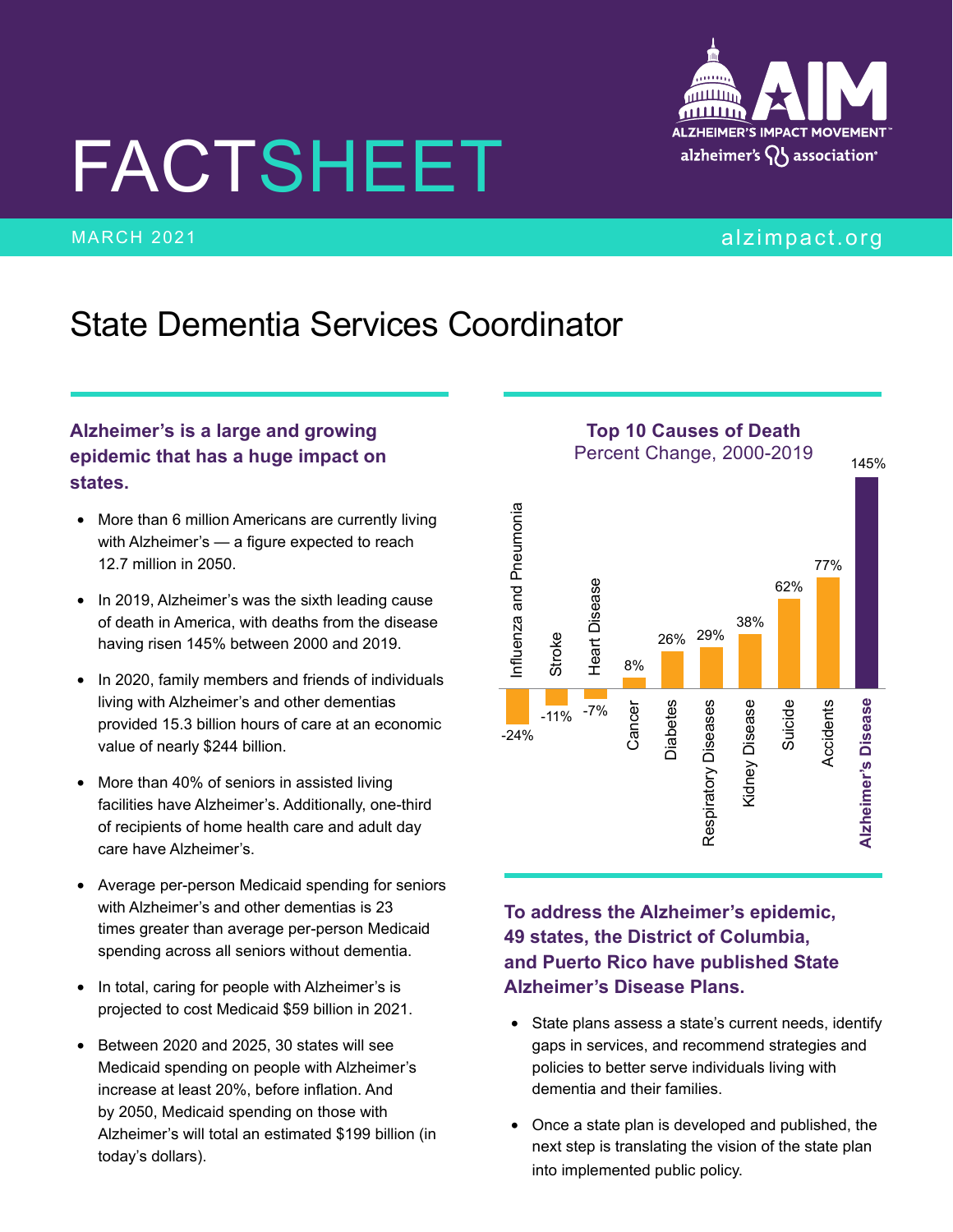# FACTSHEET

MARCH 2021

alzimpact.org

ALZHEIMER'S IMPACT MOVEMENT — alzheimer's association

## State Dementia Services Coordinator

### Alzheimer's is a large and growing epidemic that has a huge impact on states.

- More than 6 million Americans are currently living with Alzheimer's — a figure expected to reach 12.7 million in 2050.
- In 2019, Alzheimer's was the sixth leading cause of death in America, with deaths from the disease having risen 145% between 2000 and 2019.
- In 2020, family members and friends of individuals living with Alzheimer's and other dementias provided 15.3 billion hours of care at an economic value of nearly $244 billion.
- More than 40% of seniors in assisted living facilities have Alzheimer's. Additionally, one-third of recipients of home health care and adult day care have Alzheimer's.
- Average per-person Medicaid spending for seniors with Alzheimer's and other dementias is 23 times greater than average per-person Medicaid spending across all seniors without dementia.
- In total, caring for people with Alzheimer's is projected to cost Medicaid $59 billion in 2021.
- Between 2020 and 2025, 30 states will see Medicaid spending on people with Alzheimer's increase at least 20%, before inflation. And by 2050, Medicaid spending on those with Alzheimer's will total an estimated $199 billion (in today's dollars).

**Top 10 Causes of Death**
Percent Change, 2000-2019

| Cause | Percent Change |
|---|---|
| Influenza and Pneumonia | -24% |
| Stroke | -11% |
| Heart Disease | -7% |
| Cancer | 8% |
| Diabetes | 26% |
| Respiratory Diseases | 29% |
| Kidney Disease | 38% |
| Suicide | 62% |
| Accidents | 77% |
| **Alzheimer's Disease** | 145% |

### To address the Alzheimer's epidemic, 49 states, the District of Columbia, and Puerto Rico have published State Alzheimer's Disease Plans.

- State plans assess a state's current needs, identify gaps in services, and recommend strategies and policies to better serve individuals living with dementia and their families.
- Once a state plan is developed and published, the next step is translating the vision of the state plan into implemented public policy.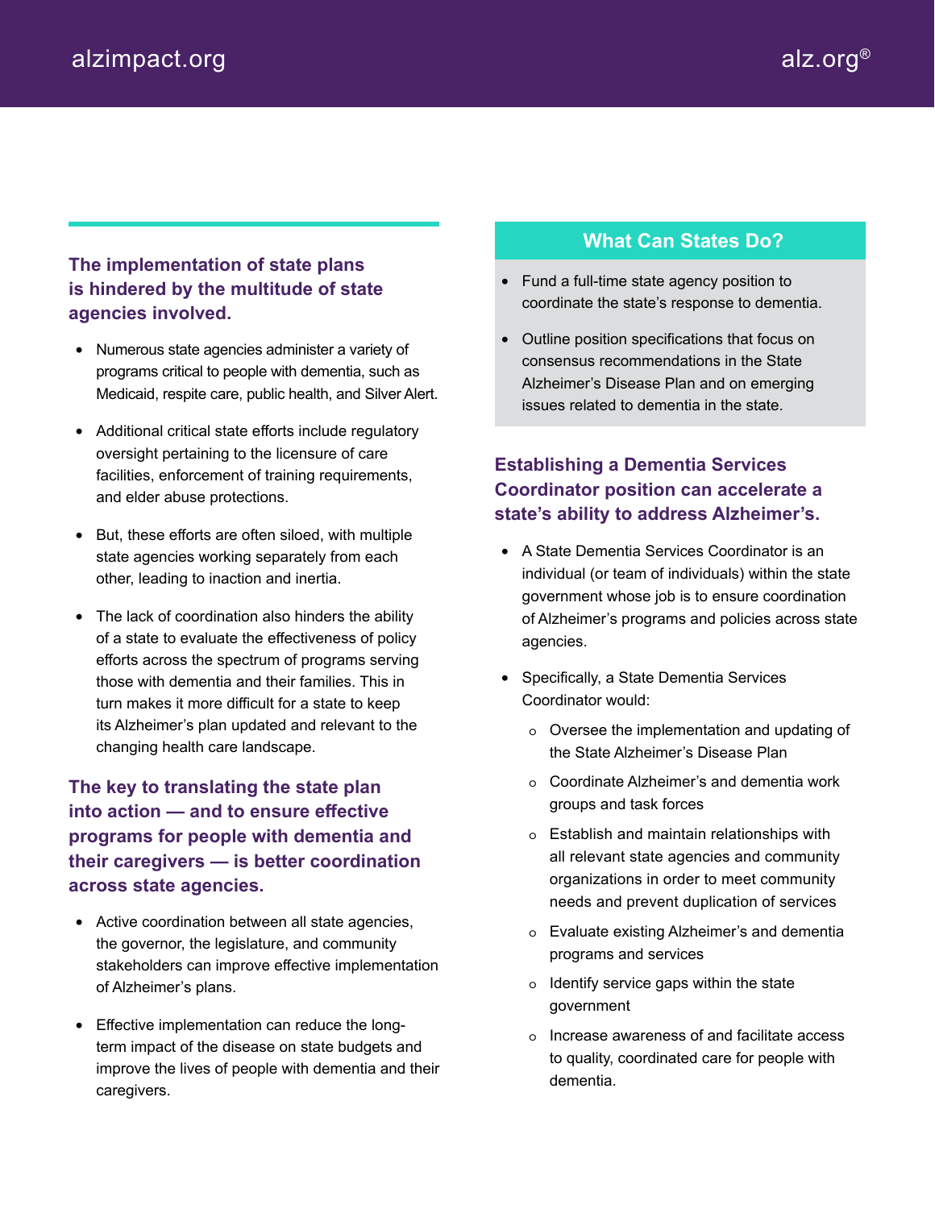## The implementation of state plans is hindered by the multitude of state agencies involved.

- Numerous state agencies administer a variety of programs critical to people with dementia, such as Medicaid, respite care, public health, and Silver Alert.
- Additional critical state efforts include regulatory oversight pertaining to the licensure of care facilities, enforcement of training requirements, and elder abuse protections.
- But, these efforts are often siloed, with multiple state agencies working separately from each other, leading to inaction and inertia.
- The lack of coordination also hinders the ability of a state to evaluate the effectiveness of policy efforts across the spectrum of programs serving those with dementia and their families. This in turn makes it more difficult for a state to keep its Alzheimer's plan updated and relevant to the changing health care landscape.

## The key to translating the state plan into action — and to ensure effective programs for people with dementia and their caregivers — is better coordination across state agencies.

- Active coordination between all state agencies, the governor, the legislature, and community stakeholders can improve effective implementation of Alzheimer's plans.
- Effective implementation can reduce the long-term impact of the disease on state budgets and improve the lives of people with dementia and their caregivers.

### What Can States Do?

- Fund a full-time state agency position to coordinate the state's response to dementia.
- Outline position specifications that focus on consensus recommendations in the State Alzheimer's Disease Plan and on emerging issues related to dementia in the state.

## Establishing a Dementia Services Coordinator position can accelerate a state's ability to address Alzheimer's.

- A State Dementia Services Coordinator is an individual (or team of individuals) within the state government whose job is to ensure coordination of Alzheimer's programs and policies across state agencies.
- Specifically, a State Dementia Services Coordinator would:
  - Oversee the implementation and updating of the State Alzheimer's Disease Plan
  - Coordinate Alzheimer's and dementia work groups and task forces
  - Establish and maintain relationships with all relevant state agencies and community organizations in order to meet community needs and prevent duplication of services
  - Evaluate existing Alzheimer's and dementia programs and services
  - Identify service gaps within the state government
  - Increase awareness of and facilitate access to quality, coordinated care for people with dementia.